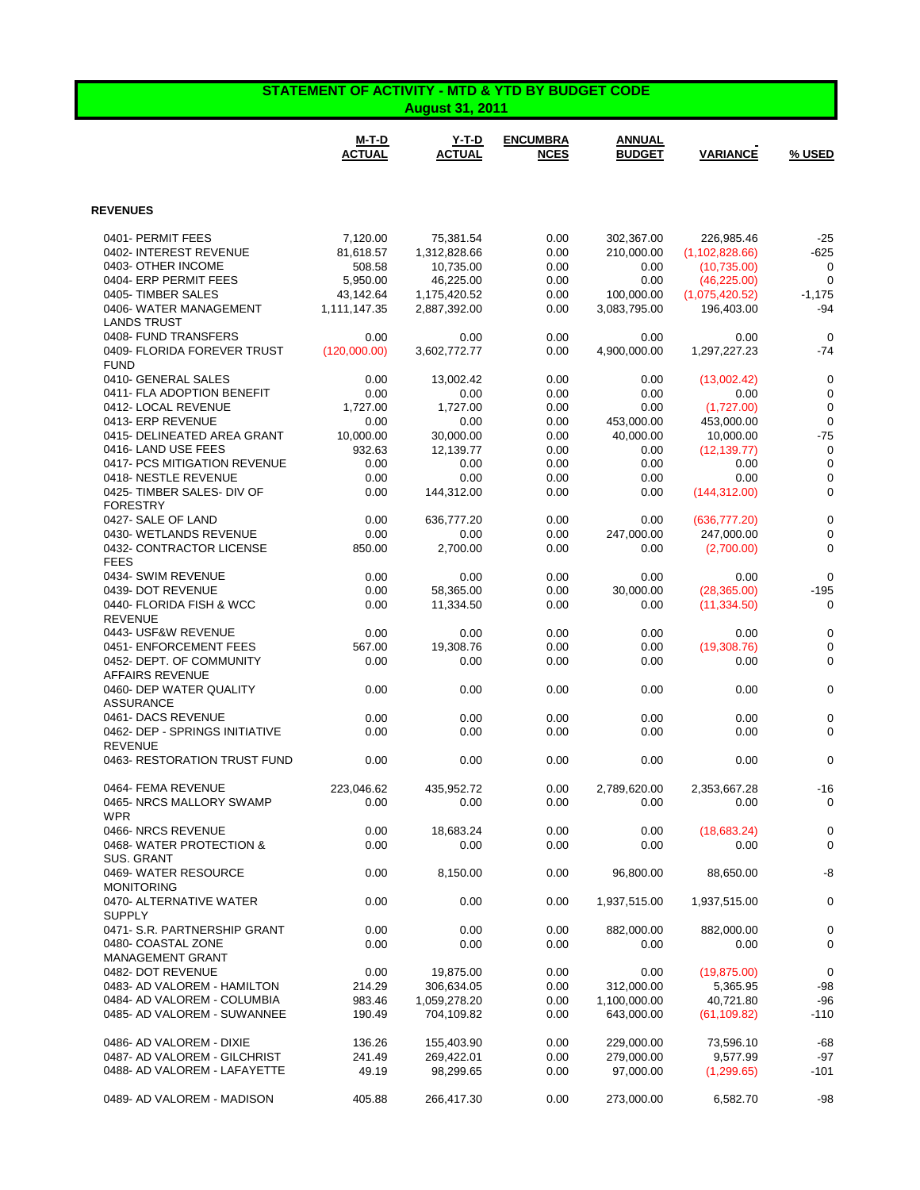## STATEMENT OF ACTIVITY - MTD & YTD BY BUDGET CODE
### August 31, 2011

| | M-T-D ACTUAL | Y-T-D ACTUAL | ENCUMBRANCES | ANNUAL BUDGET | VARIANCE | % USED |
|---|---|---|---|---|---|---|
| **REVENUES** | | | | | | |
| 0401- PERMIT FEES | 7,120.00 | 75,381.54 | 0.00 | 302,367.00 | 226,985.46 | -25 |
| 0402- INTEREST REVENUE | 81,618.57 | 1,312,828.66 | 0.00 | 210,000.00 | (1,102,828.66) | -625 |
| 0403- OTHER INCOME | 508.58 | 10,735.00 | 0.00 | 0.00 | (10,735.00) | 0 |
| 0404- ERP PERMIT FEES | 5,950.00 | 46,225.00 | 0.00 | 0.00 | (46,225.00) | 0 |
| 0405- TIMBER SALES | 43,142.64 | 1,175,420.52 | 0.00 | 100,000.00 | (1,075,420.52) | -1,175 |
| 0406- WATER MANAGEMENT LANDS TRUST | 1,111,147.35 | 2,887,392.00 | 0.00 | 3,083,795.00 | 196,403.00 | -94 |
| 0408- FUND TRANSFERS | 0.00 | 0.00 | 0.00 | 0.00 | 0.00 | 0 |
| 0409- FLORIDA FOREVER TRUST FUND | (120,000.00) | 3,602,772.77 | 0.00 | 4,900,000.00 | 1,297,227.23 | -74 |
| 0410- GENERAL SALES | 0.00 | 13,002.42 | 0.00 | 0.00 | (13,002.42) | 0 |
| 0411- FLA ADOPTION BENEFIT | 0.00 | 0.00 | 0.00 | 0.00 | 0.00 | 0 |
| 0412- LOCAL REVENUE | 1,727.00 | 1,727.00 | 0.00 | 0.00 | (1,727.00) | 0 |
| 0413- ERP REVENUE | 0.00 | 0.00 | 0.00 | 453,000.00 | 453,000.00 | 0 |
| 0415- DELINEATED AREA GRANT | 10,000.00 | 30,000.00 | 0.00 | 40,000.00 | 10,000.00 | -75 |
| 0416- LAND USE FEES | 932.63 | 12,139.77 | 0.00 | 0.00 | (12,139.77) | 0 |
| 0417- PCS MITIGATION REVENUE | 0.00 | 0.00 | 0.00 | 0.00 | 0.00 | 0 |
| 0418- NESTLE REVENUE | 0.00 | 0.00 | 0.00 | 0.00 | 0.00 | 0 |
| 0425- TIMBER SALES- DIV OF FORESTRY | 0.00 | 144,312.00 | 0.00 | 0.00 | (144,312.00) | 0 |
| 0427- SALE OF LAND | 0.00 | 636,777.20 | 0.00 | 0.00 | (636,777.20) | 0 |
| 0430- WETLANDS REVENUE | 0.00 | 0.00 | 0.00 | 247,000.00 | 247,000.00 | 0 |
| 0432- CONTRACTOR LICENSE FEES | 850.00 | 2,700.00 | 0.00 | 0.00 | (2,700.00) | 0 |
| 0434- SWIM REVENUE | 0.00 | 0.00 | 0.00 | 0.00 | 0.00 | 0 |
| 0439- DOT REVENUE | 0.00 | 58,365.00 | 0.00 | 30,000.00 | (28,365.00) | -195 |
| 0440- FLORIDA FISH & WCC REVENUE | 0.00 | 11,334.50 | 0.00 | 0.00 | (11,334.50) | 0 |
| 0443- USF&W REVENUE | 0.00 | 0.00 | 0.00 | 0.00 | 0.00 | 0 |
| 0451- ENFORCEMENT FEES | 567.00 | 19,308.76 | 0.00 | 0.00 | (19,308.76) | 0 |
| 0452- DEPT. OF COMMUNITY AFFAIRS REVENUE | 0.00 | 0.00 | 0.00 | 0.00 | 0.00 | 0 |
| 0460- DEP WATER QUALITY ASSURANCE | 0.00 | 0.00 | 0.00 | 0.00 | 0.00 | 0 |
| 0461- DACS REVENUE | 0.00 | 0.00 | 0.00 | 0.00 | 0.00 | 0 |
| 0462- DEP - SPRINGS INITIATIVE REVENUE | 0.00 | 0.00 | 0.00 | 0.00 | 0.00 | 0 |
| 0463- RESTORATION TRUST FUND | 0.00 | 0.00 | 0.00 | 0.00 | 0.00 | 0 |
| 0464- FEMA REVENUE | 223,046.62 | 435,952.72 | 0.00 | 2,789,620.00 | 2,353,667.28 | -16 |
| 0465- NRCS MALLORY SWAMP WPR | 0.00 | 0.00 | 0.00 | 0.00 | 0.00 | 0 |
| 0466- NRCS REVENUE | 0.00 | 18,683.24 | 0.00 | 0.00 | (18,683.24) | 0 |
| 0468- WATER PROTECTION & SUS. GRANT | 0.00 | 0.00 | 0.00 | 0.00 | 0.00 | 0 |
| 0469- WATER RESOURCE MONITORING | 0.00 | 8,150.00 | 0.00 | 96,800.00 | 88,650.00 | -8 |
| 0470- ALTERNATIVE WATER SUPPLY | 0.00 | 0.00 | 0.00 | 1,937,515.00 | 1,937,515.00 | 0 |
| 0471- S.R. PARTNERSHIP GRANT | 0.00 | 0.00 | 0.00 | 882,000.00 | 882,000.00 | 0 |
| 0480- COASTAL ZONE MANAGEMENT GRANT | 0.00 | 0.00 | 0.00 | 0.00 | 0.00 | 0 |
| 0482- DOT REVENUE | 0.00 | 19,875.00 | 0.00 | 0.00 | (19,875.00) | 0 |
| 0483- AD VALOREM - HAMILTON | 214.29 | 306,634.05 | 0.00 | 312,000.00 | 5,365.95 | -98 |
| 0484- AD VALOREM - COLUMBIA | 983.46 | 1,059,278.20 | 0.00 | 1,100,000.00 | 40,721.80 | -96 |
| 0485- AD VALOREM - SUWANNEE | 190.49 | 704,109.82 | 0.00 | 643,000.00 | (61,109.82) | -110 |
| 0486- AD VALOREM - DIXIE | 136.26 | 155,403.90 | 0.00 | 229,000.00 | 73,596.10 | -68 |
| 0487- AD VALOREM - GILCHRIST | 241.49 | 269,422.01 | 0.00 | 279,000.00 | 9,577.99 | -97 |
| 0488- AD VALOREM - LAFAYETTE | 49.19 | 98,299.65 | 0.00 | 97,000.00 | (1,299.65) | -101 |
| 0489- AD VALOREM - MADISON | 405.88 | 266,417.30 | 0.00 | 273,000.00 | 6,582.70 | -98 |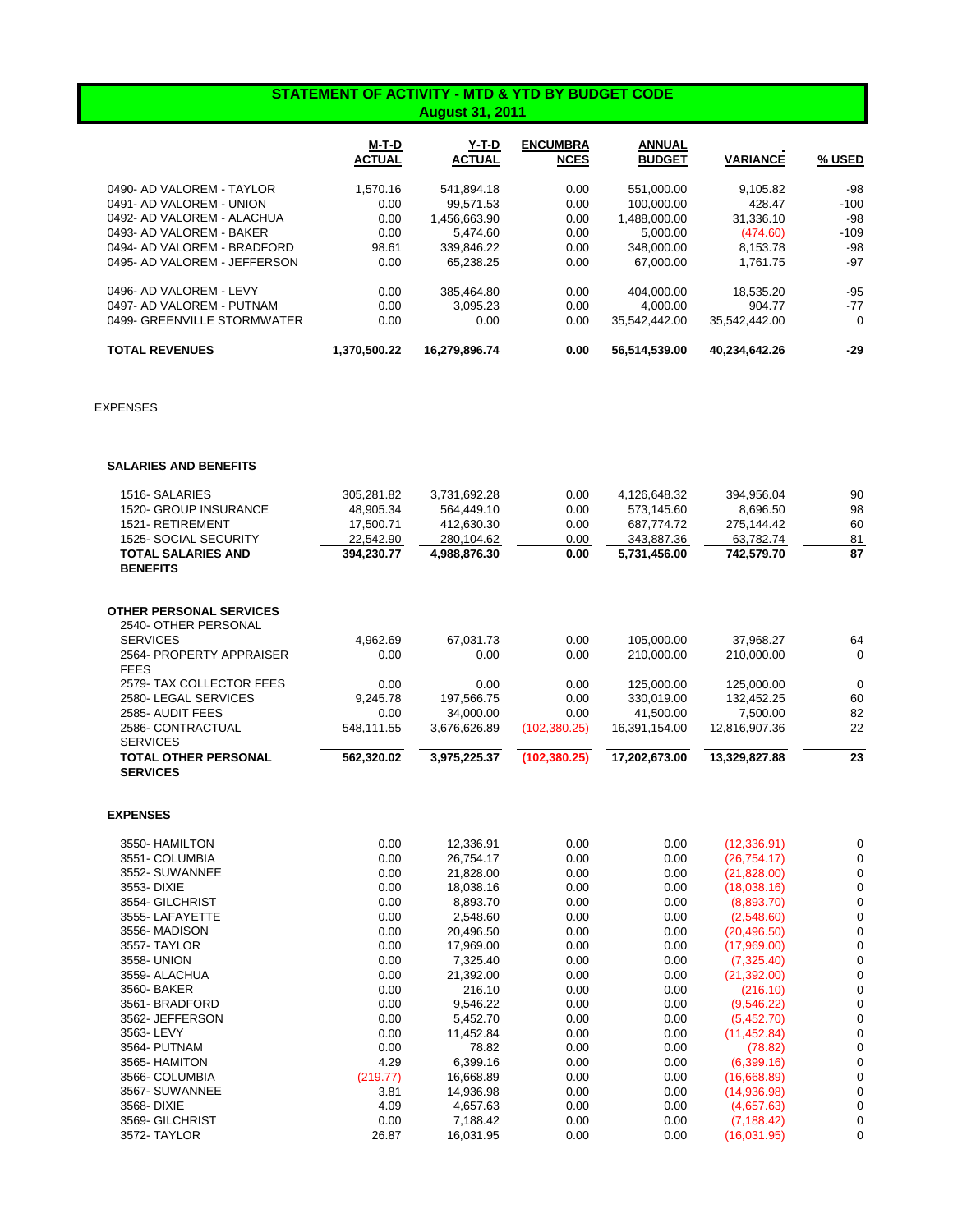# STATEMENT OF ACTIVITY - MTD & YTD BY BUDGET CODE

## August 31, 2011

| | M-T-D ACTUAL | Y-T-D ACTUAL | ENCUMBRANCES | ANNUAL BUDGET | VARIANCE | % USED |
|---|---|---|---|---|---|---|
| 0490- AD VALOREM - TAYLOR | 1,570.16 | 541,894.18 | 0.00 | 551,000.00 | 9,105.82 | -98 |
| 0491- AD VALOREM - UNION | 0.00 | 99,571.53 | 0.00 | 100,000.00 | 428.47 | -100 |
| 0492- AD VALOREM - ALACHUA | 0.00 | 1,456,663.90 | 0.00 | 1,488,000.00 | 31,336.10 | -98 |
| 0493- AD VALOREM - BAKER | 0.00 | 5,474.60 | 0.00 | 5,000.00 | (474.60) | -109 |
| 0494- AD VALOREM - BRADFORD | 98.61 | 339,846.22 | 0.00 | 348,000.00 | 8,153.78 | -98 |
| 0495- AD VALOREM - JEFFERSON | 0.00 | 65,238.25 | 0.00 | 67,000.00 | 1,761.75 | -97 |
| 0496- AD VALOREM - LEVY | 0.00 | 385,464.80 | 0.00 | 404,000.00 | 18,535.20 | -95 |
| 0497- AD VALOREM - PUTNAM | 0.00 | 3,095.23 | 0.00 | 4,000.00 | 904.77 | -77 |
| 0499- GREENVILLE STORMWATER | 0.00 | 0.00 | 0.00 | 35,542,442.00 | 35,542,442.00 | 0 |
| **TOTAL REVENUES** | **1,370,500.22** | **16,279,896.74** | **0.00** | **56,514,539.00** | **40,234,642.26** | **-29** |

EXPENSES

### SALARIES AND BENEFITS

| | M-T-D ACTUAL | Y-T-D ACTUAL | ENCUMBRANCES | ANNUAL BUDGET | VARIANCE | % USED |
|---|---|---|---|---|---|---|
| 1516- SALARIES | 305,281.82 | 3,731,692.28 | 0.00 | 4,126,648.32 | 394,956.04 | 90 |
| 1520- GROUP INSURANCE | 48,905.34 | 564,449.10 | 0.00 | 573,145.60 | 8,696.50 | 98 |
| 1521- RETIREMENT | 17,500.71 | 412,630.30 | 0.00 | 687,774.72 | 275,144.42 | 60 |
| 1525- SOCIAL SECURITY | 22,542.90 | 280,104.62 | 0.00 | 343,887.36 | 63,782.74 | 81 |
| **TOTAL SALARIES AND BENEFITS** | **394,230.77** | **4,988,876.30** | **0.00** | **5,731,456.00** | **742,579.70** | **87** |

### OTHER PERSONAL SERVICES

| | M-T-D ACTUAL | Y-T-D ACTUAL | ENCUMBRANCES | ANNUAL BUDGET | VARIANCE | % USED |
|---|---|---|---|---|---|---|
| 2540- OTHER PERSONAL SERVICES | 4,962.69 | 67,031.73 | 0.00 | 105,000.00 | 37,968.27 | 64 |
| 2564- PROPERTY APPRAISER FEES | 0.00 | 0.00 | 0.00 | 210,000.00 | 210,000.00 | 0 |
| 2579- TAX COLLECTOR FEES | 0.00 | 0.00 | 0.00 | 125,000.00 | 125,000.00 | 0 |
| 2580- LEGAL SERVICES | 9,245.78 | 197,566.75 | 0.00 | 330,019.00 | 132,452.25 | 60 |
| 2585- AUDIT FEES | 0.00 | 34,000.00 | 0.00 | 41,500.00 | 7,500.00 | 82 |
| 2586- CONTRACTUAL SERVICES | 548,111.55 | 3,676,626.89 | (102,380.25) | 16,391,154.00 | 12,816,907.36 | 22 |
| **TOTAL OTHER PERSONAL SERVICES** | **562,320.02** | **3,975,225.37** | **(102,380.25)** | **17,202,673.00** | **13,329,827.88** | **23** |

### EXPENSES

| | M-T-D ACTUAL | Y-T-D ACTUAL | ENCUMBRANCES | ANNUAL BUDGET | VARIANCE | % USED |
|---|---|---|---|---|---|---|
| 3550- HAMILTON | 0.00 | 12,336.91 | 0.00 | 0.00 | (12,336.91) | 0 |
| 3551- COLUMBIA | 0.00 | 26,754.17 | 0.00 | 0.00 | (26,754.17) | 0 |
| 3552- SUWANNEE | 0.00 | 21,828.00 | 0.00 | 0.00 | (21,828.00) | 0 |
| 3553- DIXIE | 0.00 | 18,038.16 | 0.00 | 0.00 | (18,038.16) | 0 |
| 3554- GILCHRIST | 0.00 | 8,893.70 | 0.00 | 0.00 | (8,893.70) | 0 |
| 3555- LAFAYETTE | 0.00 | 2,548.60 | 0.00 | 0.00 | (2,548.60) | 0 |
| 3556- MADISON | 0.00 | 20,496.50 | 0.00 | 0.00 | (20,496.50) | 0 |
| 3557- TAYLOR | 0.00 | 17,969.00 | 0.00 | 0.00 | (17,969.00) | 0 |
| 3558- UNION | 0.00 | 7,325.40 | 0.00 | 0.00 | (7,325.40) | 0 |
| 3559- ALACHUA | 0.00 | 21,392.00 | 0.00 | 0.00 | (21,392.00) | 0 |
| 3560- BAKER | 0.00 | 216.10 | 0.00 | 0.00 | (216.10) | 0 |
| 3561- BRADFORD | 0.00 | 9,546.22 | 0.00 | 0.00 | (9,546.22) | 0 |
| 3562- JEFFERSON | 0.00 | 5,452.70 | 0.00 | 0.00 | (5,452.70) | 0 |
| 3563- LEVY | 0.00 | 11,452.84 | 0.00 | 0.00 | (11,452.84) | 0 |
| 3564- PUTNAM | 0.00 | 78.82 | 0.00 | 0.00 | (78.82) | 0 |
| 3565- HAMITON | 4.29 | 6,399.16 | 0.00 | 0.00 | (6,399.16) | 0 |
| 3566- COLUMBIA | (219.77) | 16,668.89 | 0.00 | 0.00 | (16,668.89) | 0 |
| 3567- SUWANNEE | 3.81 | 14,936.98 | 0.00 | 0.00 | (14,936.98) | 0 |
| 3568- DIXIE | 4.09 | 4,657.63 | 0.00 | 0.00 | (4,657.63) | 0 |
| 3569- GILCHRIST | 0.00 | 7,188.42 | 0.00 | 0.00 | (7,188.42) | 0 |
| 3572- TAYLOR | 26.87 | 16,031.95 | 0.00 | 0.00 | (16,031.95) | 0 |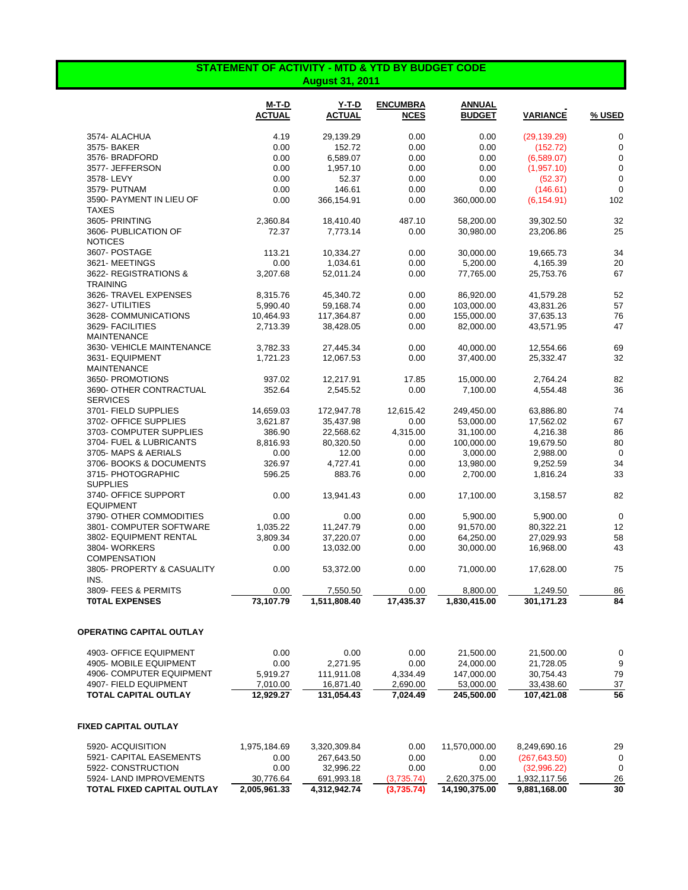# STATEMENT OF ACTIVITY - MTD & YTD BY BUDGET CODE

**August 31, 2011**

| | M-T-D ACTUAL | Y-T-D ACTUAL | ENCUMBRANCES | ANNUAL BUDGET | VARIANCE | % USED |
|---|---|---|---|---|---|---|
| 3574- ALACHUA | 4.19 | 29,139.29 | 0.00 | 0.00 | (29,139.29) | 0 |
| 3575- BAKER | 0.00 | 152.72 | 0.00 | 0.00 | (152.72) | 0 |
| 3576- BRADFORD | 0.00 | 6,589.07 | 0.00 | 0.00 | (6,589.07) | 0 |
| 3577- JEFFERSON | 0.00 | 1,957.10 | 0.00 | 0.00 | (1,957.10) | 0 |
| 3578- LEVY | 0.00 | 52.37 | 0.00 | 0.00 | (52.37) | 0 |
| 3579- PUTNAM | 0.00 | 146.61 | 0.00 | 0.00 | (146.61) | 0 |
| 3590- PAYMENT IN LIEU OF TAXES | 0.00 | 366,154.91 | 0.00 | 360,000.00 | (6,154.91) | 102 |
| 3605- PRINTING | 2,360.84 | 18,410.40 | 487.10 | 58,200.00 | 39,302.50 | 32 |
| 3606- PUBLICATION OF NOTICES | 72.37 | 7,773.14 | 0.00 | 30,980.00 | 23,206.86 | 25 |
| 3607- POSTAGE | 113.21 | 10,334.27 | 0.00 | 30,000.00 | 19,665.73 | 34 |
| 3621- MEETINGS | 0.00 | 1,034.61 | 0.00 | 5,200.00 | 4,165.39 | 20 |
| 3622- REGISTRATIONS & TRAINING | 3,207.68 | 52,011.24 | 0.00 | 77,765.00 | 25,753.76 | 67 |
| 3626- TRAVEL EXPENSES | 8,315.76 | 45,340.72 | 0.00 | 86,920.00 | 41,579.28 | 52 |
| 3627- UTILITIES | 5,990.40 | 59,168.74 | 0.00 | 103,000.00 | 43,831.26 | 57 |
| 3628- COMMUNICATIONS | 10,464.93 | 117,364.87 | 0.00 | 155,000.00 | 37,635.13 | 76 |
| 3629- FACILITIES MAINTENANCE | 2,713.39 | 38,428.05 | 0.00 | 82,000.00 | 43,571.95 | 47 |
| 3630- VEHICLE MAINTENANCE | 3,782.33 | 27,445.34 | 0.00 | 40,000.00 | 12,554.66 | 69 |
| 3631- EQUIPMENT MAINTENANCE | 1,721.23 | 12,067.53 | 0.00 | 37,400.00 | 25,332.47 | 32 |
| 3650- PROMOTIONS | 937.02 | 12,217.91 | 17.85 | 15,000.00 | 2,764.24 | 82 |
| 3690- OTHER CONTRACTUAL SERVICES | 352.64 | 2,545.52 | 0.00 | 7,100.00 | 4,554.48 | 36 |
| 3701- FIELD SUPPLIES | 14,659.03 | 172,947.78 | 12,615.42 | 249,450.00 | 63,886.80 | 74 |
| 3702- OFFICE SUPPLIES | 3,621.87 | 35,437.98 | 0.00 | 53,000.00 | 17,562.02 | 67 |
| 3703- COMPUTER SUPPLIES | 386.90 | 22,568.62 | 4,315.00 | 31,100.00 | 4,216.38 | 86 |
| 3704- FUEL & LUBRICANTS | 8,816.93 | 80,320.50 | 0.00 | 100,000.00 | 19,679.50 | 80 |
| 3705- MAPS & AERIALS | 0.00 | 12.00 | 0.00 | 3,000.00 | 2,988.00 | 0 |
| 3706- BOOKS & DOCUMENTS | 326.97 | 4,727.41 | 0.00 | 13,980.00 | 9,252.59 | 34 |
| 3715- PHOTOGRAPHIC SUPPLIES | 596.25 | 883.76 | 0.00 | 2,700.00 | 1,816.24 | 33 |
| 3740- OFFICE SUPPORT EQUIPMENT | 0.00 | 13,941.43 | 0.00 | 17,100.00 | 3,158.57 | 82 |
| 3790- OTHER COMMODITIES | 0.00 | 0.00 | 0.00 | 5,900.00 | 5,900.00 | 0 |
| 3801- COMPUTER SOFTWARE | 1,035.22 | 11,247.79 | 0.00 | 91,570.00 | 80,322.21 | 12 |
| 3802- EQUIPMENT RENTAL | 3,809.34 | 37,220.07 | 0.00 | 64,250.00 | 27,029.93 | 58 |
| 3804- WORKERS COMPENSATION | 0.00 | 13,032.00 | 0.00 | 30,000.00 | 16,968.00 | 43 |
| 3805- PROPERTY & CASUALITY INS. | 0.00 | 53,372.00 | 0.00 | 71,000.00 | 17,628.00 | 75 |
| 3809- FEES & PERMITS | 0.00 | 7,550.50 | 0.00 | 8,800.00 | 1,249.50 | 86 |
| **T0TAL EXPENSES** | **73,107.79** | **1,511,808.40** | **17,435.37** | **1,830,415.00** | **301,171.23** | **84** |

**OPERATING CAPITAL OUTLAY**

| | M-T-D ACTUAL | Y-T-D ACTUAL | ENCUMBRANCES | ANNUAL BUDGET | VARIANCE | % USED |
|---|---|---|---|---|---|---|
| 4903- OFFICE EQUIPMENT | 0.00 | 0.00 | 0.00 | 21,500.00 | 21,500.00 | 0 |
| 4905- MOBILE EQUIPMENT | 0.00 | 2,271.95 | 0.00 | 24,000.00 | 21,728.05 | 9 |
| 4906- COMPUTER EQUIPMENT | 5,919.27 | 111,911.08 | 4,334.49 | 147,000.00 | 30,754.43 | 79 |
| 4907- FIELD EQUIPMENT | 7,010.00 | 16,871.40 | 2,690.00 | 53,000.00 | 33,438.60 | 37 |
| **TOTAL CAPITAL OUTLAY** | **12,929.27** | **131,054.43** | **7,024.49** | **245,500.00** | **107,421.08** | **56** |

**FIXED CAPITAL OUTLAY**

| | M-T-D ACTUAL | Y-T-D ACTUAL | ENCUMBRANCES | ANNUAL BUDGET | VARIANCE | % USED |
|---|---|---|---|---|---|---|
| 5920- ACQUISITION | 1,975,184.69 | 3,320,309.84 | 0.00 | 11,570,000.00 | 8,249,690.16 | 29 |
| 5921- CAPITAL EASEMENTS | 0.00 | 267,643.50 | 0.00 | 0.00 | (267,643.50) | 0 |
| 5922- CONSTRUCTION | 0.00 | 32,996.22 | 0.00 | 0.00 | (32,996.22) | 0 |
| 5924- LAND IMPROVEMENTS | 30,776.64 | 691,993.18 | (3,735.74) | 2,620,375.00 | 1,932,117.56 | 26 |
| **TOTAL FIXED CAPITAL OUTLAY** | **2,005,961.33** | **4,312,942.74** | **(3,735.74)** | **14,190,375.00** | **9,881,168.00** | **30** |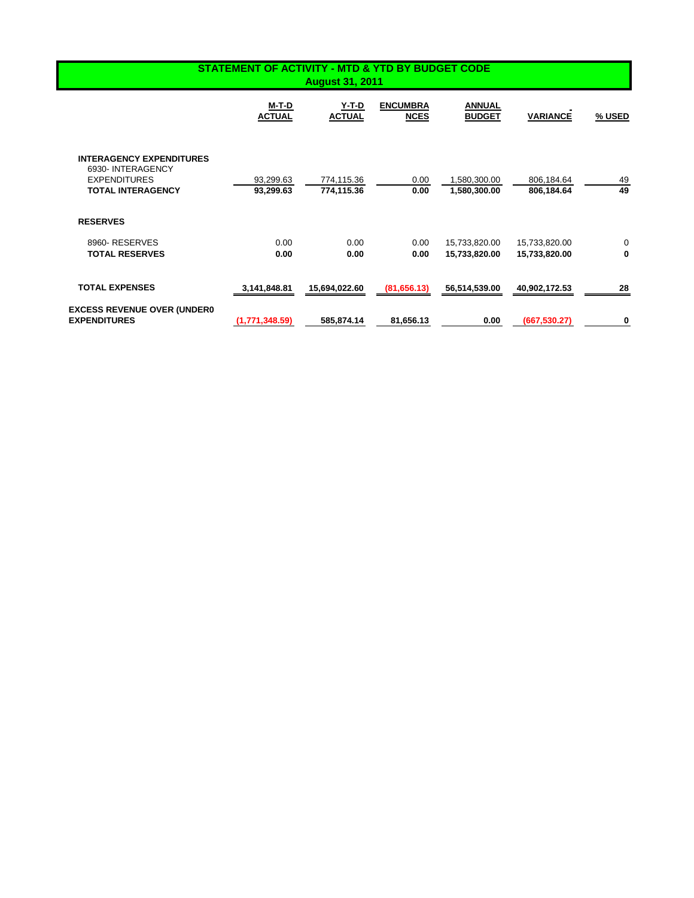## STATEMENT OF ACTIVITY - MTD & YTD BY BUDGET CODE
### August 31, 2011

| | M-T-D ACTUAL | Y-T-D ACTUAL | ENCUMBRANCES | ANNUAL BUDGET | VARIANCE | % USED |
|---|---|---|---|---|---|---|
| **INTERAGENCY EXPENDITURES** | | | | | | |
| 6930- INTERAGENCY EXPENDITURES | 93,299.63 | 774,115.36 | 0.00 | 1,580,300.00 | 806,184.64 | 49 |
| **TOTAL INTERAGENCY** | **93,299.63** | **774,115.36** | **0.00** | **1,580,300.00** | **806,184.64** | **49** |
| **RESERVES** | | | | | | |
| 8960- RESERVES | 0.00 | 0.00 | 0.00 | 15,733,820.00 | 15,733,820.00 | 0 |
| **TOTAL RESERVES** | **0.00** | **0.00** | **0.00** | **15,733,820.00** | **15,733,820.00** | **0** |
| **TOTAL EXPENSES** | **3,141,848.81** | **15,694,022.60** | **(81,656.13)** | **56,514,539.00** | **40,902,172.53** | **28** |
| **EXCESS REVENUE OVER (UNDER0 EXPENDITURES** | **(1,771,348.59)** | **585,874.14** | **81,656.13** | **0.00** | **(667,530.27)** | **0** |